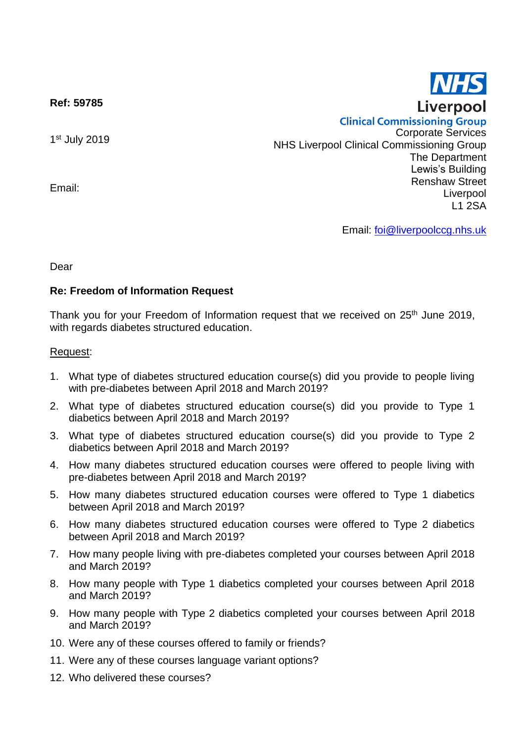**Ref: 59785**

1st July 2019

Email:

**NHS**
**Liverpool**
**Clinical Commissioning Group**

Corporate Services
NHS Liverpool Clinical Commissioning Group
The Department
Lewis's Building
Renshaw Street
Liverpool
L1 2SA

Email: foi@liverpoolccg.nhs.uk

Dear

**Re: Freedom of Information Request**

Thank you for your Freedom of Information request that we received on 25th June 2019, with regards diabetes structured education.

Request:

1. What type of diabetes structured education course(s) did you provide to people living with pre-diabetes between April 2018 and March 2019?
2. What type of diabetes structured education course(s) did you provide to Type 1 diabetics between April 2018 and March 2019?
3. What type of diabetes structured education course(s) did you provide to Type 2 diabetics between April 2018 and March 2019?
4. How many diabetes structured education courses were offered to people living with pre-diabetes between April 2018 and March 2019?
5. How many diabetes structured education courses were offered to Type 1 diabetics between April 2018 and March 2019?
6. How many diabetes structured education courses were offered to Type 2 diabetics between April 2018 and March 2019?
7. How many people living with pre-diabetes completed your courses between April 2018 and March 2019?
8. How many people with Type 1 diabetics completed your courses between April 2018 and March 2019?
9. How many people with Type 2 diabetics completed your courses between April 2018 and March 2019?
10. Were any of these courses offered to family or friends?
11. Were any of these courses language variant options?
12. Who delivered these courses?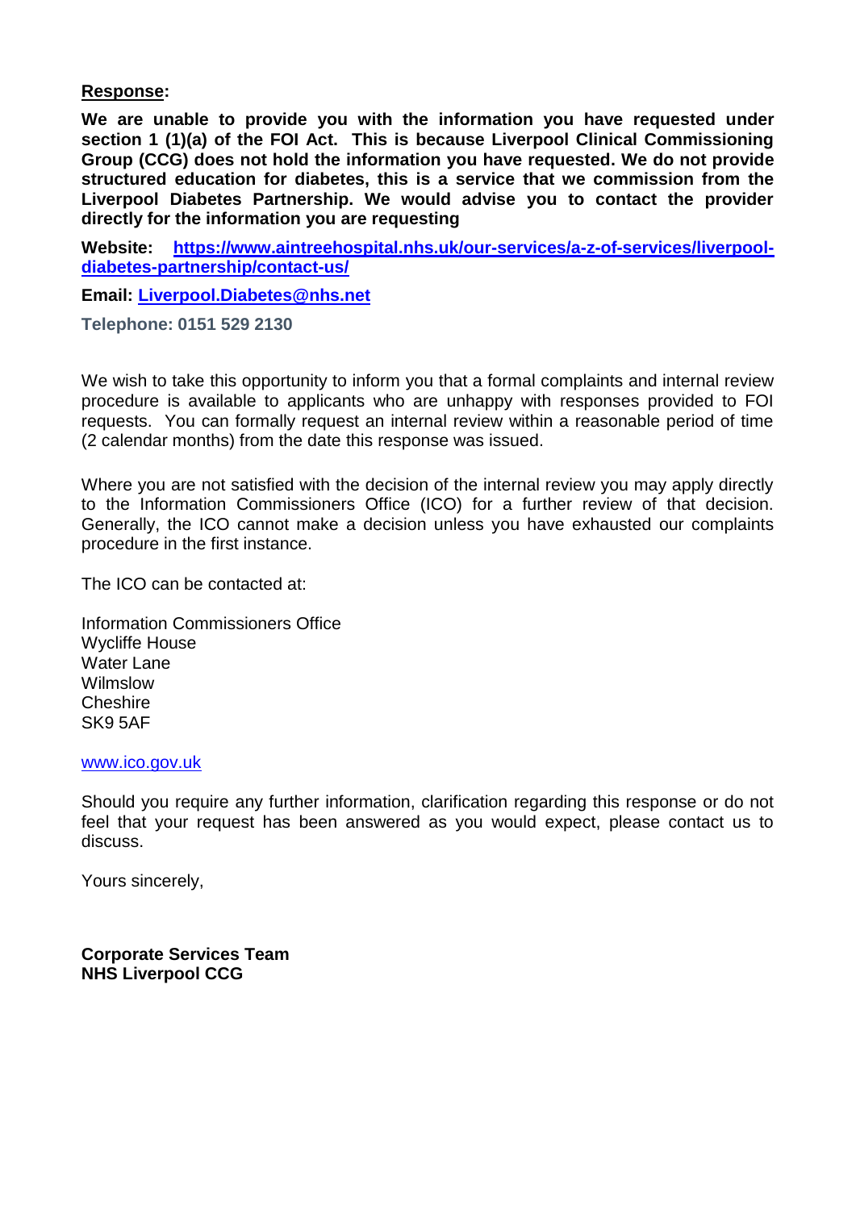**Response:**

**We are unable to provide you with the information you have requested under section 1 (1)(a) of the FOI Act. This is because Liverpool Clinical Commissioning Group (CCG) does not hold the information you have requested. We do not provide structured education for diabetes, this is a service that we commission from the Liverpool Diabetes Partnership. We would advise you to contact the provider directly for the information you are requesting**

**Website: [https://www.aintreehospital.nhs.uk/our-services/a-z-of-services/liverpool-diabetes-partnership/contact-us/](https://www.aintreehospital.nhs.uk/our-services/a-z-of-services/liverpool-diabetes-partnership/contact-us/)**

**Email: [Liverpool.Diabetes@nhs.net](mailto:Liverpool.Diabetes@nhs.net)**

**Telephone: 0151 529 2130**

We wish to take this opportunity to inform you that a formal complaints and internal review procedure is available to applicants who are unhappy with responses provided to FOI requests. You can formally request an internal review within a reasonable period of time (2 calendar months) from the date this response was issued.

Where you are not satisfied with the decision of the internal review you may apply directly to the Information Commissioners Office (ICO) for a further review of that decision. Generally, the ICO cannot make a decision unless you have exhausted our complaints procedure in the first instance.

The ICO can be contacted at:

Information Commissioners Office
Wycliffe House
Water Lane
Wilmslow
Cheshire
SK9 5AF

[www.ico.gov.uk](http://www.ico.gov.uk)

Should you require any further information, clarification regarding this response or do not feel that your request has been answered as you would expect, please contact us to discuss.

Yours sincerely,

**Corporate Services Team**
**NHS Liverpool CCG**